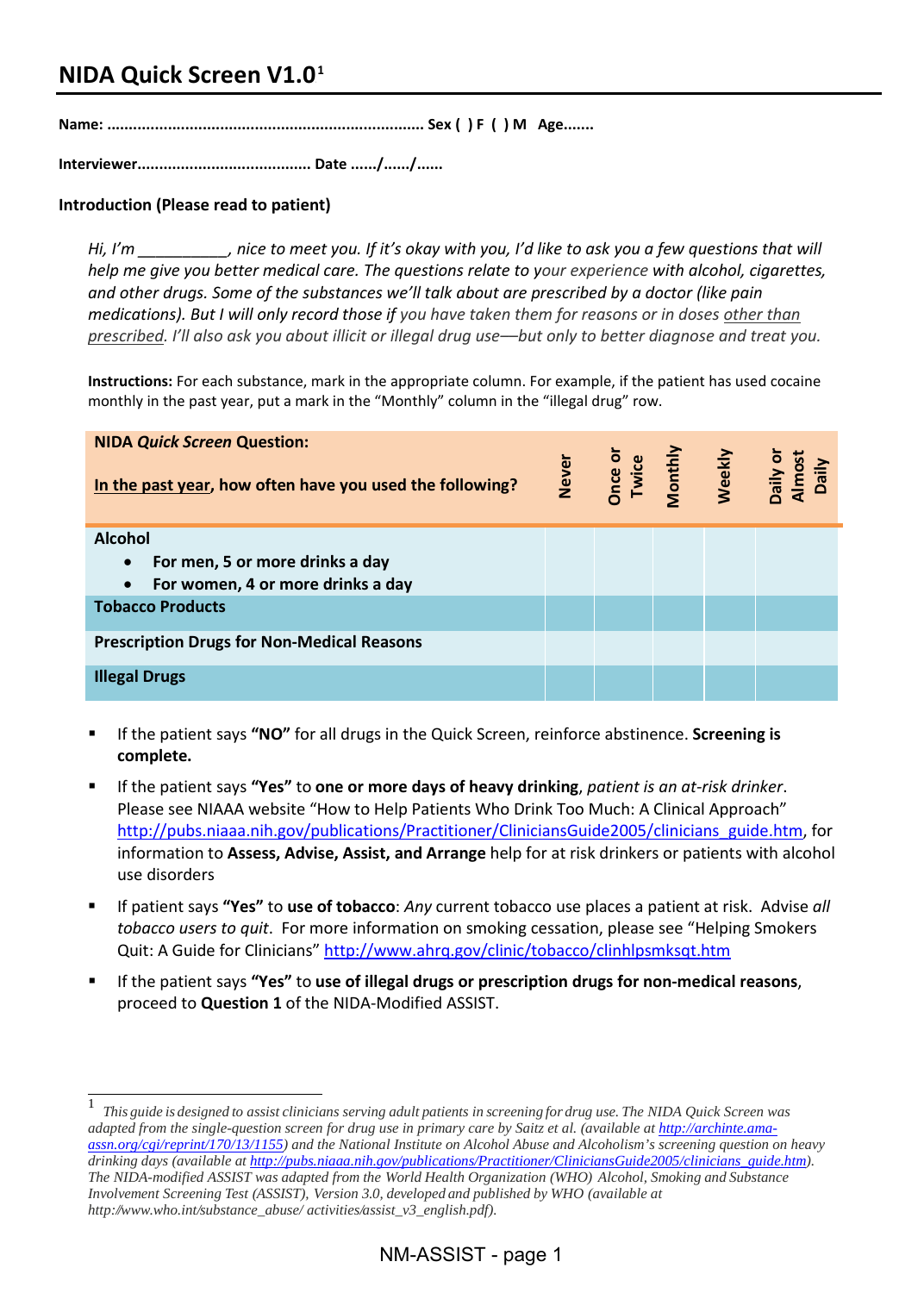# NIDA Quick Screen V1.0[1]

**Name: ....................................................................... Sex ( ) F ( ) M Age.......**

**Interviewer....................................... Date ....../....../......**

**Introduction (Please read to patient)**

*Hi, I'm __________, nice to meet you. If it's okay with you, I'd like to ask you a few questions that will help me give you better medical care. The questions relate to your experience with alcohol, cigarettes, and other drugs. Some of the substances we'll talk about are prescribed by a doctor (like pain medications). But I will only record those if you have taken them for reasons or in doses <u>other than prescribed</u>. I'll also ask you about illicit or illegal drug use—but only to better diagnose and treat you.*

**Instructions:** For each substance, mark in the appropriate column. For example, if the patient has used cocaine monthly in the past year, put a mark in the "Monthly" column in the "illegal drug" row.

| **NIDA *Quick Screen* Question:** **<u>In the past year</u>, how often have you used the following?** | **Never** | **Once or Twice** | **Monthly** | **Weekly** | **Daily or Almost Daily** |
|---|---|---|---|---|---|
| **Alcohol** <br> • **For men, 5 or more drinks a day** <br> • **For women, 4 or more drinks a day** | | | | | |
| **Tobacco Products** | | | | | |
| **Prescription Drugs for Non-Medical Reasons** | | | | | |
| **Illegal Drugs** | | | | | |

- If the patient says **"NO"** for all drugs in the Quick Screen, reinforce abstinence. **Screening is complete.**
- If the patient says **"Yes"** to **one or more days of heavy drinking**, *patient is an at-risk drinker*. Please see NIAAA website "How to Help Patients Who Drink Too Much: A Clinical Approach" http://pubs.niaaa.nih.gov/publications/Practitioner/CliniciansGuide2005/clinicians_guide.htm, for information to **Assess, Advise, Assist, and Arrange** help for at risk drinkers or patients with alcohol use disorders
- If patient says **"Yes"** to **use of tobacco**: *Any* current tobacco use places a patient at risk. Advise *all tobacco users to quit*. For more information on smoking cessation, please see "Helping Smokers Quit: A Guide for Clinicians" http://www.ahrq.gov/clinic/tobacco/clinhlpsmksqt.htm
- If the patient says **"Yes"** to **use of illegal drugs or prescription drugs for non-medical reasons**, proceed to **Question 1** of the NIDA-Modified ASSIST.

---

[1] *This guide is designed to assist clinicians serving adult patients in screening for drug use. The NIDA Quick Screen was adapted from the single-question screen for drug use in primary care by Saitz et al. (available at http://archinte.ama-assn.org/cgi/reprint/170/13/1155) and the National Institute on Alcohol Abuse and Alcoholism's screening question on heavy drinking days (available at http://pubs.niaaa.nih.gov/publications/Practitioner/CliniciansGuide2005/clinicians_guide.htm). The NIDA-modified ASSIST was adapted from the World Health Organization (WHO) Alcohol, Smoking and Substance Involvement Screening Test (ASSIST), Version 3.0, developed and published by WHO (available at http:/www.who.int/substance_abuse/ activities/assist_v3_english.pdf).*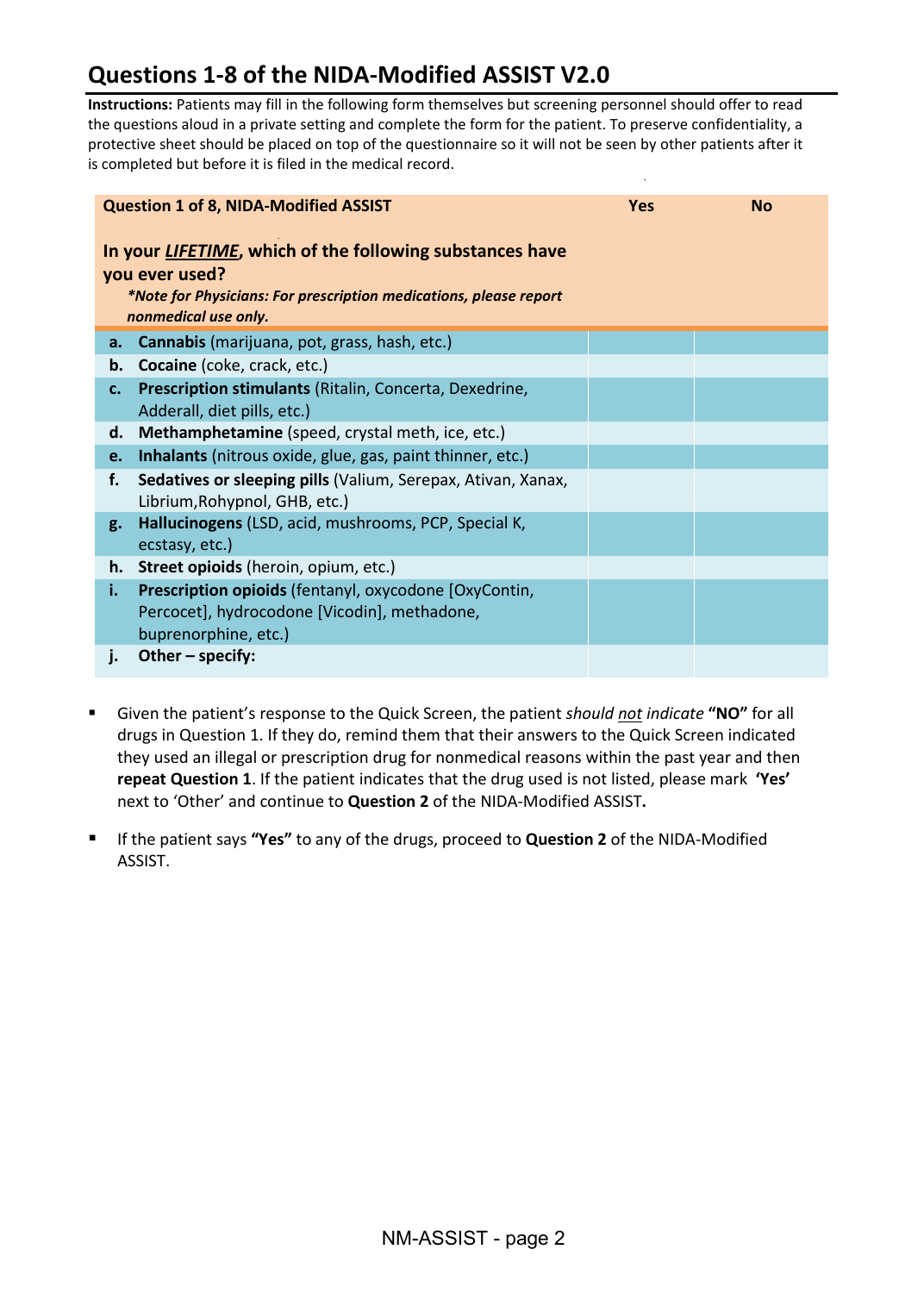# Questions 1-8 of the NIDA-Modified ASSIST V2.0

**Instructions:** Patients may fill in the following form themselves but screening personnel should offer to read the questions aloud in a private setting and complete the form for the patient. To preserve confidentiality, a protective sheet should be placed on top of the questionnaire so it will not be seen by other patients after it is completed but before it is filed in the medical record.

| **Question 1 of 8, NIDA-Modified ASSIST**<br><br>**In your *LIFETIME*, which of the following substances have you ever used?**<br>***Note for Physicians: For prescription medications, please report nonmedical use only.*** | **Yes** | **No** |
|---|---|---|
| **a.** **Cannabis** (marijuana, pot, grass, hash, etc.) | | |
| **b.** **Cocaine** (coke, crack, etc.) | | |
| **c.** **Prescription stimulants** (Ritalin, Concerta, Dexedrine, Adderall, diet pills, etc.) | | |
| **d.** **Methamphetamine** (speed, crystal meth, ice, etc.) | | |
| **e.** **Inhalants** (nitrous oxide, glue, gas, paint thinner, etc.) | | |
| **f.** **Sedatives or sleeping pills** (Valium, Serepax, Ativan, Xanax, Librium,Rohypnol, GHB, etc.) | | |
| **g.** **Hallucinogens** (LSD, acid, mushrooms, PCP, Special K, ecstasy, etc.) | | |
| **h.** **Street opioids** (heroin, opium, etc.) | | |
| **i.** **Prescription opioids** (fentanyl, oxycodone [OxyContin, Percocet], hydrocodone [Vicodin], methadone, buprenorphine, etc.) | | |
| **j.** **Other – specify:** | | |

- Given the patient's response to the Quick Screen, the patient *should not indicate* **"NO"** for all drugs in Question 1. If they do, remind them that their answers to the Quick Screen indicated they used an illegal or prescription drug for nonmedical reasons within the past year and then **repeat Question 1**. If the patient indicates that the drug used is not listed, please mark **'Yes'** next to 'Other' and continue to **Question 2** of the NIDA-Modified ASSIST**.**
- If the patient says **"Yes"** to any of the drugs, proceed to **Question 2** of the NIDA-Modified ASSIST.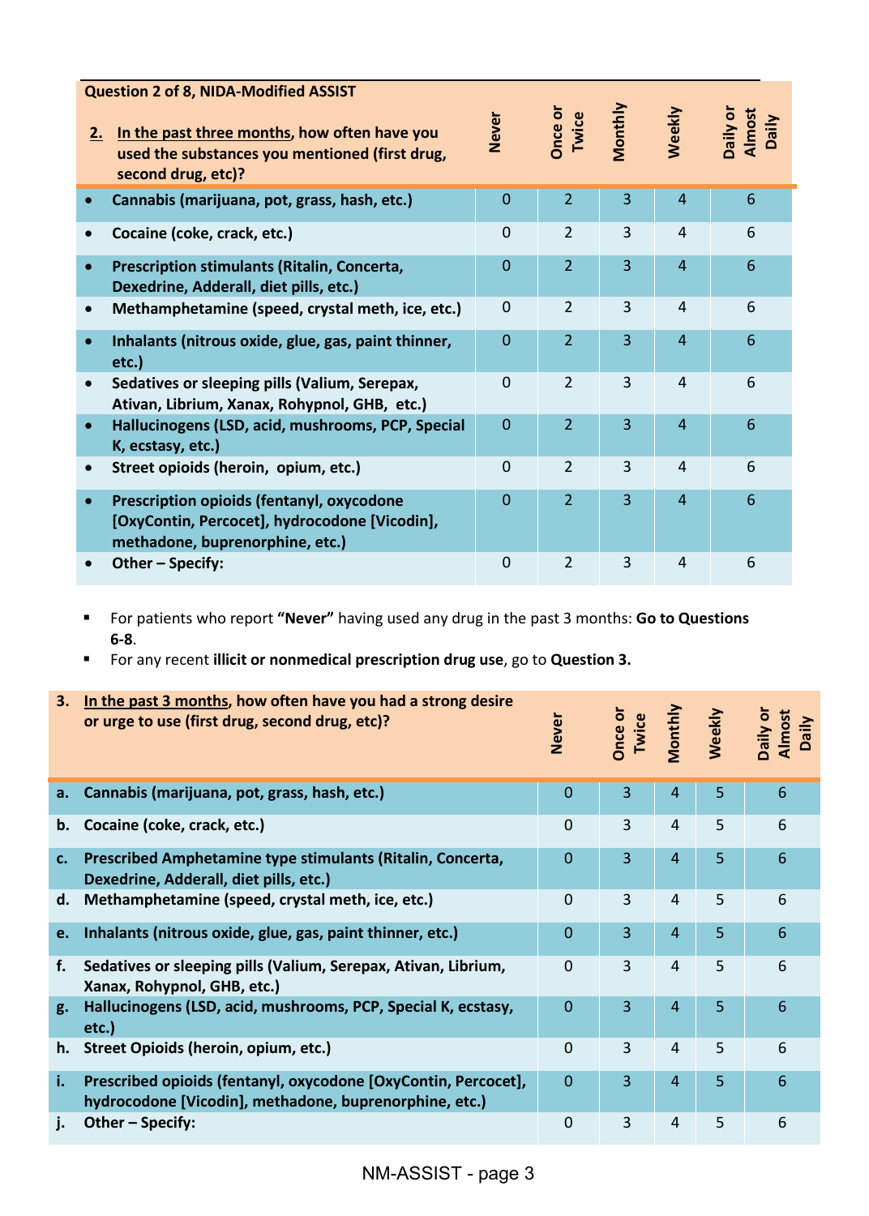| Question 2 of 8, NIDA-Modified ASSIST<br>**2. In the past three months, how often have you used the substances you mentioned (first drug, second drug, etc)?** | Never | Once or Twice | Monthly | Weekly | Daily or Almost Daily |
|---|---|---|---|---|---|
| • Cannabis (marijuana, pot, grass, hash, etc.) | 0 | 2 | 3 | 4 | 6 |
| • Cocaine (coke, crack, etc.) | 0 | 2 | 3 | 4 | 6 |
| • Prescription stimulants (Ritalin, Concerta, Dexedrine, Adderall, diet pills, etc.) | 0 | 2 | 3 | 4 | 6 |
| • Methamphetamine (speed, crystal meth, ice, etc.) | 0 | 2 | 3 | 4 | 6 |
| • Inhalants (nitrous oxide, glue, gas, paint thinner, etc.) | 0 | 2 | 3 | 4 | 6 |
| • Sedatives or sleeping pills (Valium, Serepax, Ativan, Librium, Xanax, Rohypnol, GHB, etc.) | 0 | 2 | 3 | 4 | 6 |
| • Hallucinogens (LSD, acid, mushrooms, PCP, Special K, ecstasy, etc.) | 0 | 2 | 3 | 4 | 6 |
| • Street opioids (heroin, opium, etc.) | 0 | 2 | 3 | 4 | 6 |
| • Prescription opioids (fentanyl, oxycodone [OxyContin, Percocet], hydrocodone [Vicodin], methadone, buprenorphine, etc.) | 0 | 2 | 3 | 4 | 6 |
| • Other – Specify: | 0 | 2 | 3 | 4 | 6 |

- For patients who report **"Never"** having used any drug in the past 3 months: **Go to Questions 6-8**.
- For any recent **illicit or nonmedical prescription drug use**, go to **Question 3.**

| **3. In the past 3 months, how often have you had a strong desire or urge to use (first drug, second drug, etc)?** | Never | Once or Twice | Monthly | Weekly | Daily or Almost Daily |
|---|---|---|---|---|---|
| **a.** Cannabis (marijuana, pot, grass, hash, etc.) | 0 | 3 | 4 | 5 | 6 |
| **b.** Cocaine (coke, crack, etc.) | 0 | 3 | 4 | 5 | 6 |
| **c.** Prescribed Amphetamine type stimulants (Ritalin, Concerta, Dexedrine, Adderall, diet pills, etc.) | 0 | 3 | 4 | 5 | 6 |
| **d.** Methamphetamine (speed, crystal meth, ice, etc.) | 0 | 3 | 4 | 5 | 6 |
| **e.** Inhalants (nitrous oxide, glue, gas, paint thinner, etc.) | 0 | 3 | 4 | 5 | 6 |
| **f.** Sedatives or sleeping pills (Valium, Serepax, Ativan, Librium, Xanax, Rohypnol, GHB, etc.) | 0 | 3 | 4 | 5 | 6 |
| **g.** Hallucinogens (LSD, acid, mushrooms, PCP, Special K, ecstasy, etc.) | 0 | 3 | 4 | 5 | 6 |
| **h.** Street Opioids (heroin, opium, etc.) | 0 | 3 | 4 | 5 | 6 |
| **i.** Prescribed opioids (fentanyl, oxycodone [OxyContin, Percocet], hydrocodone [Vicodin], methadone, buprenorphine, etc.) | 0 | 3 | 4 | 5 | 6 |
| **j.** Other – Specify: | 0 | 3 | 4 | 5 | 6 |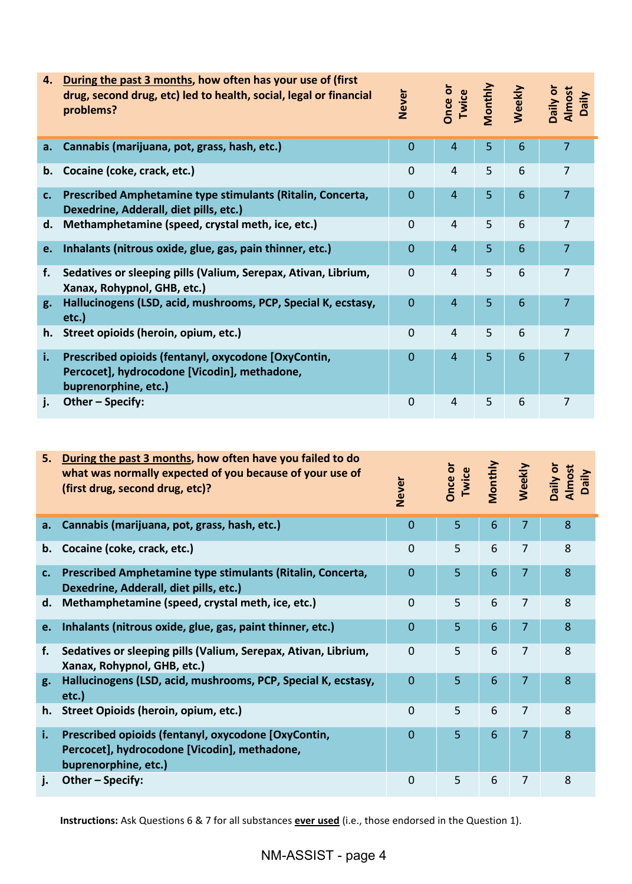| 4. **During the past 3 months, how often has your use of (first drug, second drug, etc) led to health, social, legal or financial problems?** | Never | Once or Twice | Monthly | Weekly | Daily or Almost Daily |
|---|---|---|---|---|---|
| **a. Cannabis (marijuana, pot, grass, hash, etc.)** | 0 | 4 | 5 | 6 | 7 |
| **b. Cocaine (coke, crack, etc.)** | 0 | 4 | 5 | 6 | 7 |
| **c. Prescribed Amphetamine type stimulants (Ritalin, Concerta, Dexedrine, Adderall, diet pills, etc.)** | 0 | 4 | 5 | 6 | 7 |
| **d. Methamphetamine (speed, crystal meth, ice, etc.)** | 0 | 4 | 5 | 6 | 7 |
| **e. Inhalants (nitrous oxide, glue, gas, pain thinner, etc.)** | 0 | 4 | 5 | 6 | 7 |
| **f. Sedatives or sleeping pills (Valium, Serepax, Ativan, Librium, Xanax, Rohypnol, GHB, etc.)** | 0 | 4 | 5 | 6 | 7 |
| **g. Hallucinogens (LSD, acid, mushrooms, PCP, Special K, ecstasy, etc.)** | 0 | 4 | 5 | 6 | 7 |
| **h. Street opioids (heroin, opium, etc.)** | 0 | 4 | 5 | 6 | 7 |
| **i. Prescribed opioids (fentanyl, oxycodone [OxyContin, Percocet], hydrocodone [Vicodin], methadone, buprenorphine, etc.)** | 0 | 4 | 5 | 6 | 7 |
| **j. Other – Specify:** | 0 | 4 | 5 | 6 | 7 |

| 5. **During the past 3 months, how often have you failed to do what was normally expected of you because of your use of (first drug, second drug, etc)?** | Never | Once or Twice | Monthly | Weekly | Daily or Almost Daily |
|---|---|---|---|---|---|
| **a. Cannabis (marijuana, pot, grass, hash, etc.)** | 0 | 5 | 6 | 7 | 8 |
| **b. Cocaine (coke, crack, etc.)** | 0 | 5 | 6 | 7 | 8 |
| **c. Prescribed Amphetamine type stimulants (Ritalin, Concerta, Dexedrine, Adderall, diet pills, etc.)** | 0 | 5 | 6 | 7 | 8 |
| **d. Methamphetamine (speed, crystal meth, ice, etc.)** | 0 | 5 | 6 | 7 | 8 |
| **e. Inhalants (nitrous oxide, glue, gas, paint thinner, etc.)** | 0 | 5 | 6 | 7 | 8 |
| **f. Sedatives or sleeping pills (Valium, Serepax, Ativan, Librium, Xanax, Rohypnol, GHB, etc.)** | 0 | 5 | 6 | 7 | 8 |
| **g. Hallucinogens (LSD, acid, mushrooms, PCP, Special K, ecstasy, etc.)** | 0 | 5 | 6 | 7 | 8 |
| **h. Street Opioids (heroin, opium, etc.)** | 0 | 5 | 6 | 7 | 8 |
| **i. Prescribed opioids (fentanyl, oxycodone [OxyContin, Percocet], hydrocodone [Vicodin], methadone, buprenorphine, etc.)** | 0 | 5 | 6 | 7 | 8 |
| **j. Other – Specify:** | 0 | 5 | 6 | 7 | 8 |

**Instructions:** Ask Questions 6 & 7 for all substances **ever used** (i.e., those endorsed in the Question 1).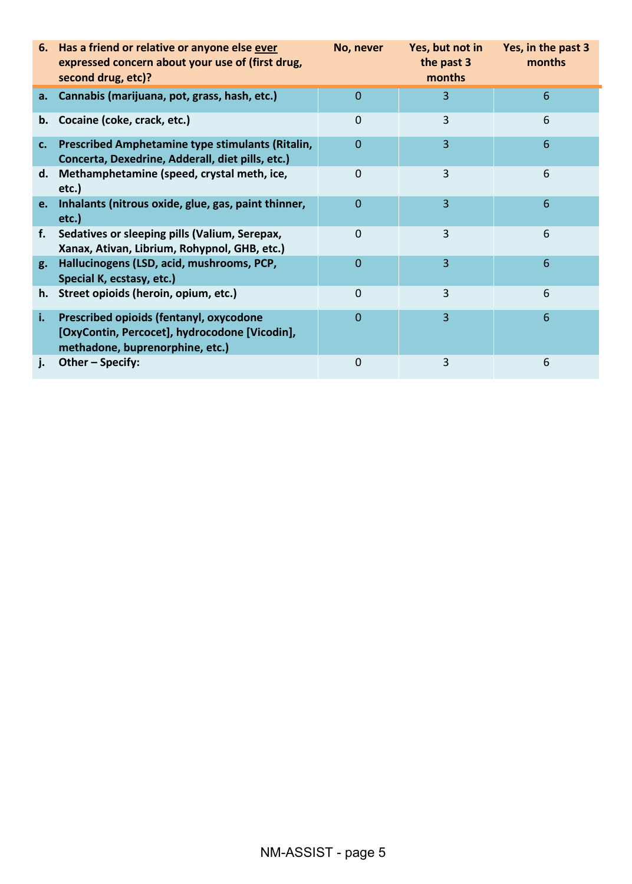| 6. Has a friend or relative or anyone else <u>ever</u> expressed concern about your use of (first drug, second drug, etc)? | No, never | Yes, but not in the past 3 months | Yes, in the past 3 months |
|---|---|---|---|
| **a. Cannabis (marijuana, pot, grass, hash, etc.)** | 0 | 3 | 6 |
| **b. Cocaine (coke, crack, etc.)** | 0 | 3 | 6 |
| **c. Prescribed Amphetamine type stimulants (Ritalin, Concerta, Dexedrine, Adderall, diet pills, etc.)** | 0 | 3 | 6 |
| **d. Methamphetamine (speed, crystal meth, ice, etc.)** | 0 | 3 | 6 |
| **e. Inhalants (nitrous oxide, glue, gas, paint thinner, etc.)** | 0 | 3 | 6 |
| **f. Sedatives or sleeping pills (Valium, Serepax, Xanax, Ativan, Librium, Rohypnol, GHB, etc.)** | 0 | 3 | 6 |
| **g. Hallucinogens (LSD, acid, mushrooms, PCP, Special K, ecstasy, etc.)** | 0 | 3 | 6 |
| **h. Street opioids (heroin, opium, etc.)** | 0 | 3 | 6 |
| **i. Prescribed opioids (fentanyl, oxycodone [OxyContin, Percocet], hydrocodone [Vicodin], methadone, buprenorphine, etc.)** | 0 | 3 | 6 |
| **j. Other – Specify:** | 0 | 3 | 6 |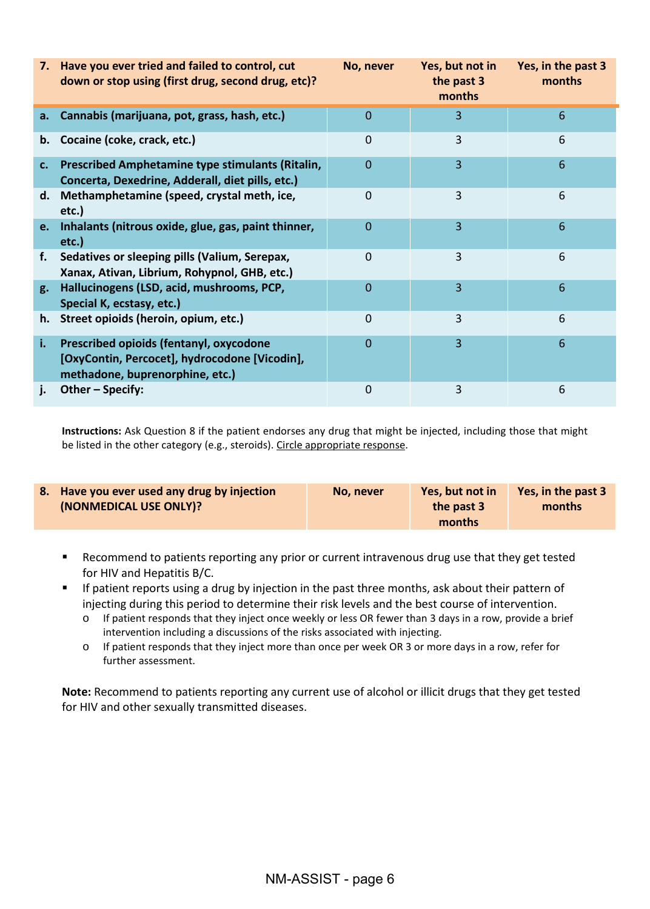| 7. Have you ever tried and failed to control, cut down or stop using (first drug, second drug, etc)? | No, never | Yes, but not in the past 3 months | Yes, in the past 3 months |
|---|---|---|---|
| a. Cannabis (marijuana, pot, grass, hash, etc.) | 0 | 3 | 6 |
| b. Cocaine (coke, crack, etc.) | 0 | 3 | 6 |
| c. Prescribed Amphetamine type stimulants (Ritalin, Concerta, Dexedrine, Adderall, diet pills, etc.) | 0 | 3 | 6 |
| d. Methamphetamine (speed, crystal meth, ice, etc.) | 0 | 3 | 6 |
| e. Inhalants (nitrous oxide, glue, gas, paint thinner, etc.) | 0 | 3 | 6 |
| f. Sedatives or sleeping pills (Valium, Serepax, Xanax, Ativan, Librium, Rohypnol, GHB, etc.) | 0 | 3 | 6 |
| g. Hallucinogens (LSD, acid, mushrooms, PCP, Special K, ecstasy, etc.) | 0 | 3 | 6 |
| h. Street opioids (heroin, opium, etc.) | 0 | 3 | 6 |
| i. Prescribed opioids (fentanyl, oxycodone [OxyContin, Percocet], hydrocodone [Vicodin], methadone, buprenorphine, etc.) | 0 | 3 | 6 |
| j. Other – Specify: | 0 | 3 | 6 |

**Instructions:** Ask Question 8 if the patient endorses any drug that might be injected, including those that might be listed in the other category (e.g., steroids). Circle appropriate response.

| 8. Have you ever used any drug by injection (NONMEDICAL USE ONLY)? | No, never | Yes, but not in the past 3 months | Yes, in the past 3 months |
|---|---|---|---|

- Recommend to patients reporting any prior or current intravenous drug use that they get tested for HIV and Hepatitis B/C.
- If patient reports using a drug by injection in the past three months, ask about their pattern of injecting during this period to determine their risk levels and the best course of intervention.
  - If patient responds that they inject once weekly or less OR fewer than 3 days in a row, provide a brief intervention including a discussions of the risks associated with injecting.
  - If patient responds that they inject more than once per week OR 3 or more days in a row, refer for further assessment.

**Note:** Recommend to patients reporting any current use of alcohol or illicit drugs that they get tested for HIV and other sexually transmitted diseases.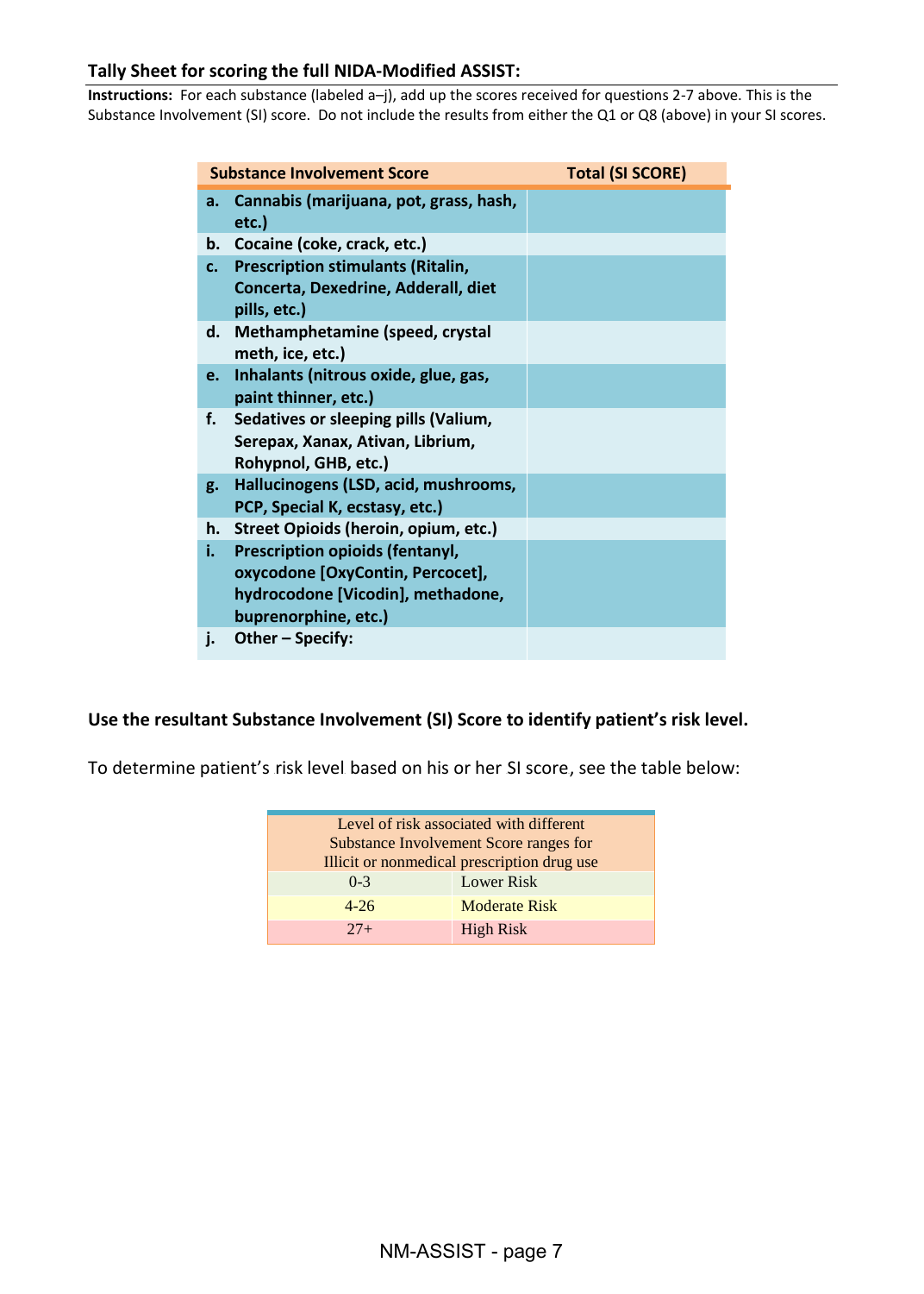### Tally Sheet for scoring the full NIDA-Modified ASSIST:

**Instructions:** For each substance (labeled a–j), add up the scores received for questions 2-7 above. This is the Substance Involvement (SI) score. Do not include the results from either the Q1 or Q8 (above) in your SI scores.

| Substance Involvement Score | Total (SI SCORE) |
|---|---|
| **a. Cannabis (marijuana, pot, grass, hash, etc.)** | |
| **b. Cocaine (coke, crack, etc.)** | |
| **c. Prescription stimulants (Ritalin, Concerta, Dexedrine, Adderall, diet pills, etc.)** | |
| **d. Methamphetamine (speed, crystal meth, ice, etc.)** | |
| **e. Inhalants (nitrous oxide, glue, gas, paint thinner, etc.)** | |
| **f. Sedatives or sleeping pills (Valium, Serepax, Xanax, Ativan, Librium, Rohypnol, GHB, etc.)** | |
| **g. Hallucinogens (LSD, acid, mushrooms, PCP, Special K, ecstasy, etc.)** | |
| **h. Street Opioids (heroin, opium, etc.)** | |
| **i. Prescription opioids (fentanyl, oxycodone [OxyContin, Percocet], hydrocodone [Vicodin], methadone, buprenorphine, etc.)** | |
| **j. Other – Specify:** | |

**Use the resultant Substance Involvement (SI) Score to identify patient's risk level.**

To determine patient's risk level based on his or her SI score, see the table below:

| Level of risk associated with different Substance Involvement Score ranges for Illicit or nonmedical prescription drug use | |
|---|---|
| 0-3 | Lower Risk |
| 4-26 | Moderate Risk |
| 27+ | High Risk |